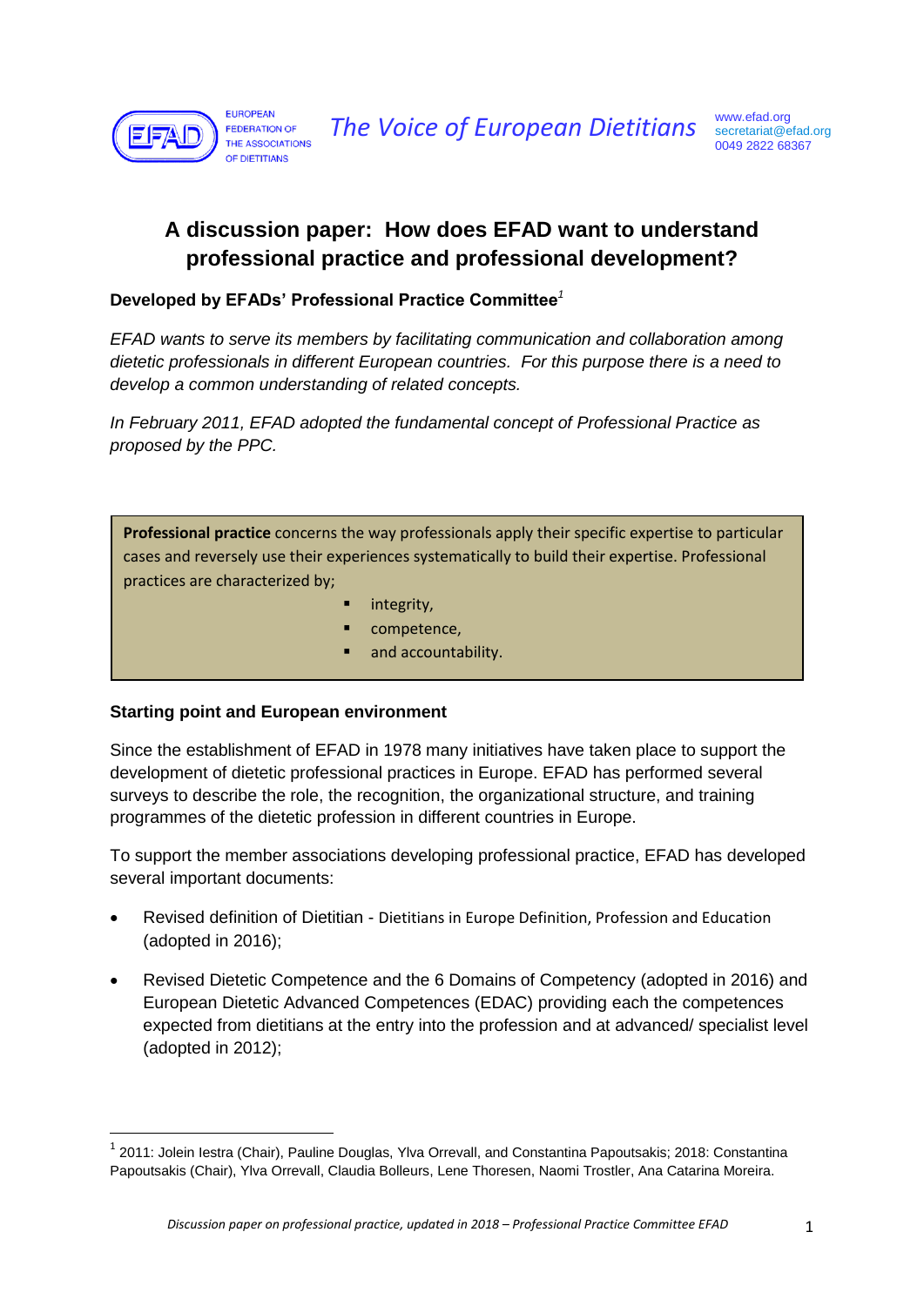EUROPEAN FEDERATION OF THE ASSOCIATIONS OF DIETITIANS

*The Voice of European Dietitians*

www.efad.org
secretariat@efad.org
0049 2822 68367

# A discussion paper: How does EFAD want to understand professional practice and professional development?

**Developed by EFADs' Professional Practice Committee**[1]

*EFAD wants to serve its members by facilitating communication and collaboration among dietetic professionals in different European countries. For this purpose there is a need to develop a common understanding of related concepts.*

*In February 2011, EFAD adopted the fundamental concept of Professional Practice as proposed by the PPC.*

> **Professional practice** concerns the way professionals apply their specific expertise to particular cases and reversely use their experiences systematically to build their expertise. Professional practices are characterized by;
>
> - integrity,
> - competence,
> - and accountability.

### Starting point and European environment

Since the establishment of EFAD in 1978 many initiatives have taken place to support the development of dietetic professional practices in Europe. EFAD has performed several surveys to describe the role, the recognition, the organizational structure, and training programmes of the dietetic profession in different countries in Europe.

To support the member associations developing professional practice, EFAD has developed several important documents:

- Revised definition of Dietitian - Dietitians in Europe Definition, Profession and Education (adopted in 2016);
- Revised Dietetic Competence and the 6 Domains of Competency (adopted in 2016) and European Dietetic Advanced Competences (EDAC) providing each the competences expected from dietitians at the entry into the profession and at advanced/ specialist level (adopted in 2012);

[1] 2011: Jolein Iestra (Chair), Pauline Douglas, Ylva Orrevall, and Constantina Papoutsakis; 2018: Constantina Papoutsakis (Chair), Ylva Orrevall, Claudia Bolleurs, Lene Thoresen, Naomi Trostler, Ana Catarina Moreira.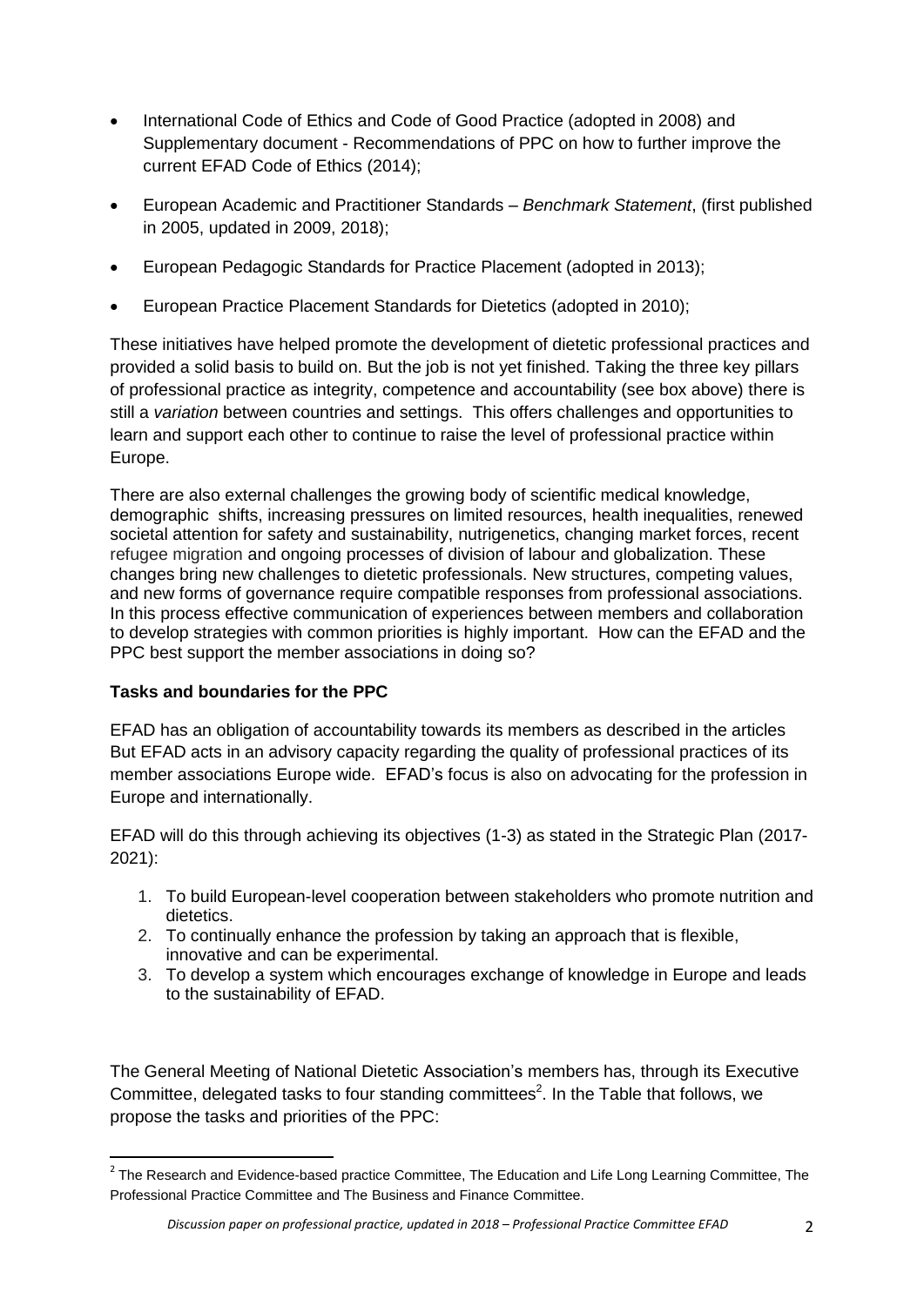- International Code of Ethics and Code of Good Practice (adopted in 2008) and Supplementary document - Recommendations of PPC on how to further improve the current EFAD Code of Ethics (2014);
- European Academic and Practitioner Standards – *Benchmark Statement*, (first published in 2005, updated in 2009, 2018);
- European Pedagogic Standards for Practice Placement (adopted in 2013);
- European Practice Placement Standards for Dietetics (adopted in 2010);

These initiatives have helped promote the development of dietetic professional practices and provided a solid basis to build on. But the job is not yet finished. Taking the three key pillars of professional practice as integrity, competence and accountability (see box above) there is still a *variation* between countries and settings. This offers challenges and opportunities to learn and support each other to continue to raise the level of professional practice within Europe.

There are also external challenges the growing body of scientific medical knowledge, demographic shifts, increasing pressures on limited resources, health inequalities, renewed societal attention for safety and sustainability, nutrigenetics, changing market forces, recent refugee migration and ongoing processes of division of labour and globalization. These changes bring new challenges to dietetic professionals. New structures, competing values, and new forms of governance require compatible responses from professional associations. In this process effective communication of experiences between members and collaboration to develop strategies with common priorities is highly important. How can the EFAD and the PPC best support the member associations in doing so?

**Tasks and boundaries for the PPC**

EFAD has an obligation of accountability towards its members as described in the articles But EFAD acts in an advisory capacity regarding the quality of professional practices of its member associations Europe wide. EFAD's focus is also on advocating for the profession in Europe and internationally.

EFAD will do this through achieving its objectives (1-3) as stated in the Strategic Plan (2017-2021):

1. To build European-level cooperation between stakeholders who promote nutrition and dietetics.
2. To continually enhance the profession by taking an approach that is flexible, innovative and can be experimental.
3. To develop a system which encourages exchange of knowledge in Europe and leads to the sustainability of EFAD.

The General Meeting of National Dietetic Association's members has, through its Executive Committee, delegated tasks to four standing committees[2]. In the Table that follows, we propose the tasks and priorities of the PPC:

[2] The Research and Evidence-based practice Committee, The Education and Life Long Learning Committee, The Professional Practice Committee and The Business and Finance Committee.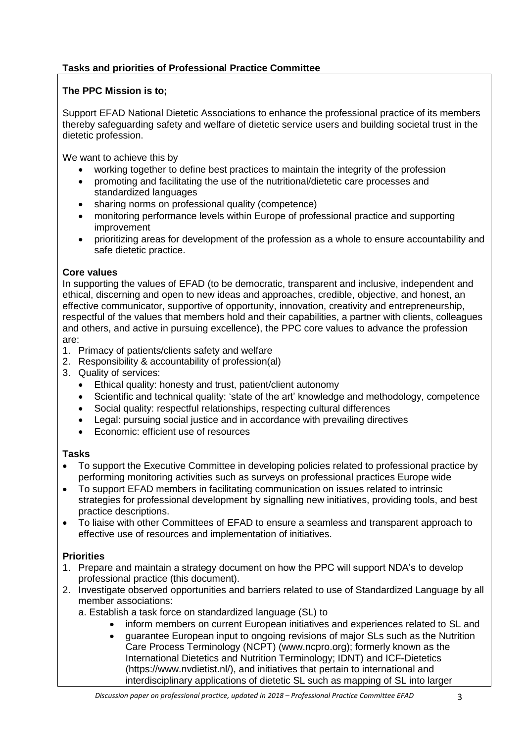**Tasks and priorities of Professional Practice Committee**

**The PPC Mission is to;**

Support EFAD National Dietetic Associations to enhance the professional practice of its members thereby safeguarding safety and welfare of dietetic service users and building societal trust in the dietetic profession.

We want to achieve this by

- working together to define best practices to maintain the integrity of the profession
- promoting and facilitating the use of the nutritional/dietetic care processes and standardized languages
- sharing norms on professional quality (competence)
- monitoring performance levels within Europe of professional practice and supporting improvement
- prioritizing areas for development of the profession as a whole to ensure accountability and safe dietetic practice.

**Core values**

In supporting the values of EFAD (to be democratic, transparent and inclusive, independent and ethical, discerning and open to new ideas and approaches, credible, objective, and honest, an effective communicator, supportive of opportunity, innovation, creativity and entrepreneurship, respectful of the values that members hold and their capabilities, a partner with clients, colleagues and others, and active in pursuing excellence), the PPC core values to advance the profession are:

1. Primacy of patients/clients safety and welfare
2. Responsibility & accountability of profession(al)
3. Quality of services:
   - Ethical quality: honesty and trust, patient/client autonomy
   - Scientific and technical quality: 'state of the art' knowledge and methodology, competence
   - Social quality: respectful relationships, respecting cultural differences
   - Legal: pursuing social justice and in accordance with prevailing directives
   - Economic: efficient use of resources

**Tasks**

- To support the Executive Committee in developing policies related to professional practice by performing monitoring activities such as surveys on professional practices Europe wide
- To support EFAD members in facilitating communication on issues related to intrinsic strategies for professional development by signalling new initiatives, providing tools, and best practice descriptions.
- To liaise with other Committees of EFAD to ensure a seamless and transparent approach to effective use of resources and implementation of initiatives.

**Priorities**

1. Prepare and maintain a strategy document on how the PPC will support NDA's to develop professional practice (this document).
2. Investigate observed opportunities and barriers related to use of Standardized Language by all member associations:

   a. Establish a task force on standardized language (SL) to
      - inform members on current European initiatives and experiences related to SL and
      - guarantee European input to ongoing revisions of major SLs such as the Nutrition Care Process Terminology (NCPT) (www.ncpro.org); formerly known as the International Dietetics and Nutrition Terminology; IDNT) and ICF-Dietetics (https://www.nvdietist.nl/), and initiatives that pertain to international and interdisciplinary applications of dietetic SL such as mapping of SL into larger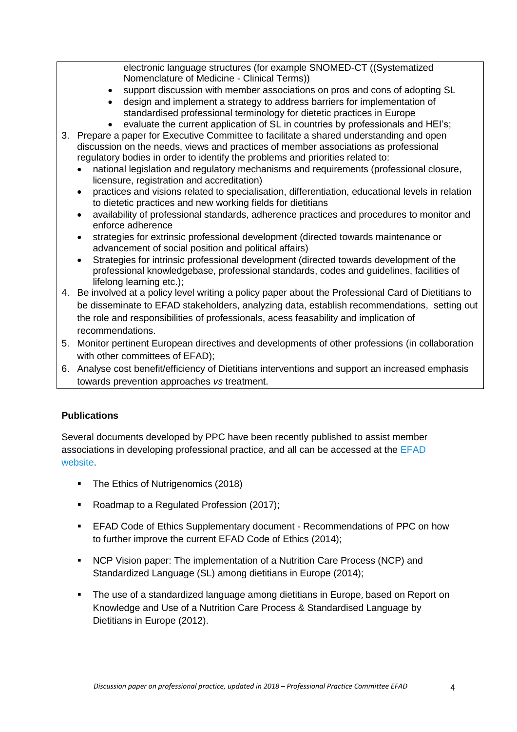electronic language structures (for example SNOMED-CT ((Systematized Nomenclature of Medicine - Clinical Terms))

- support discussion with member associations on pros and cons of adopting SL
- design and implement a strategy to address barriers for implementation of standardised professional terminology for dietetic practices in Europe
- evaluate the current application of SL in countries by professionals and HEI's;

3. Prepare a paper for Executive Committee to facilitate a shared understanding and open discussion on the needs, views and practices of member associations as professional regulatory bodies in order to identify the problems and priorities related to:
   - national legislation and regulatory mechanisms and requirements (professional closure, licensure, registration and accreditation)
   - practices and visions related to specialisation, differentiation, educational levels in relation to dietetic practices and new working fields for dietitians
   - availability of professional standards, adherence practices and procedures to monitor and enforce adherence
   - strategies for extrinsic professional development (directed towards maintenance or advancement of social position and political affairs)
   - Strategies for intrinsic professional development (directed towards development of the professional knowledgebase, professional standards, codes and guidelines, facilities of lifelong learning etc.);
4. Be involved at a policy level writing a policy paper about the Professional Card of Dietitians to be disseminate to EFAD stakeholders, analyzing data, establish recommendations, setting out the role and responsibilities of professionals, acess feasability and implication of recommendations.
5. Monitor pertinent European directives and developments of other professions (in collaboration with other committees of EFAD);
6. Analyse cost benefit/efficiency of Dietitians interventions and support an increased emphasis towards prevention approaches *vs* treatment.

**Publications**

Several documents developed by PPC have been recently published to assist member associations in developing professional practice, and all can be accessed at the EFAD website.

- The Ethics of Nutrigenomics (2018)
- Roadmap to a Regulated Profession (2017);
- EFAD Code of Ethics Supplementary document - Recommendations of PPC on how to further improve the current EFAD Code of Ethics (2014);
- NCP Vision paper: The implementation of a Nutrition Care Process (NCP) and Standardized Language (SL) among dietitians in Europe (2014);
- The use of a standardized language among dietitians in Europe, based on Report on Knowledge and Use of a Nutrition Care Process & Standardised Language by Dietitians in Europe (2012).